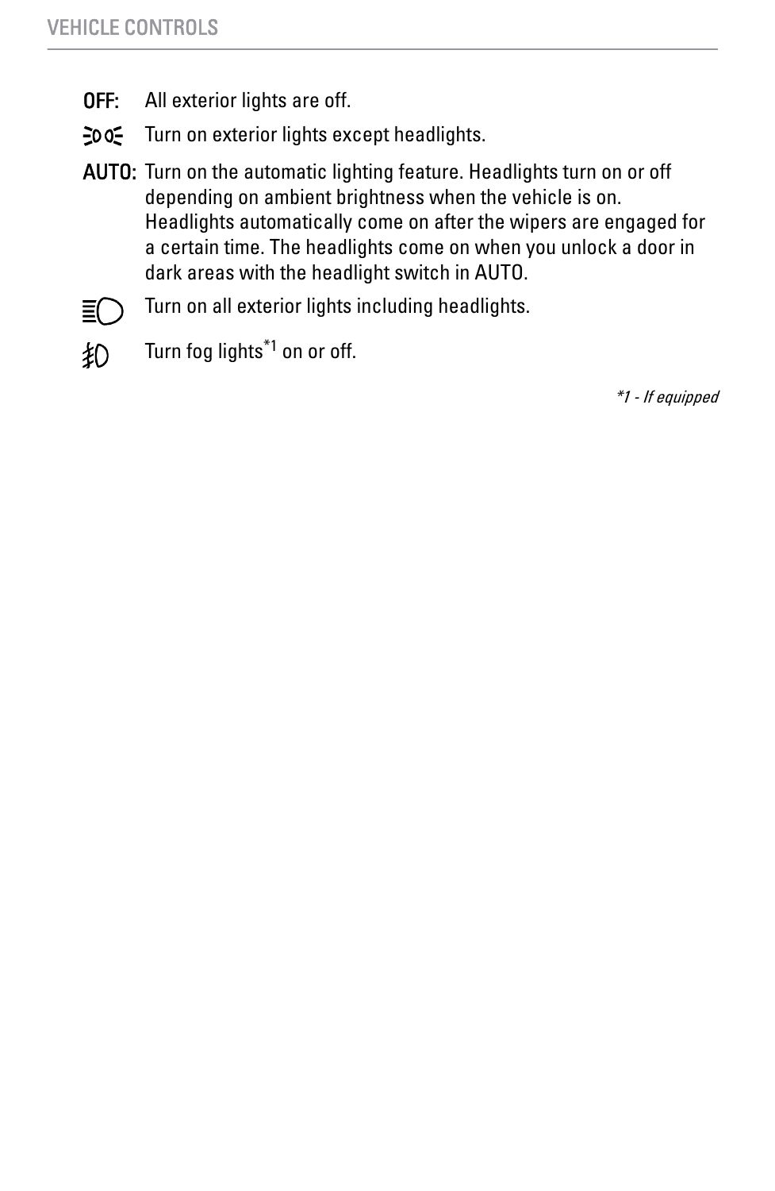**OFF:** All exterior lights are off.

Turn on exterior lights except headlights.

**AUTO:** Turn on the automatic lighting feature. Headlights turn on or off depending on ambient brightness when the vehicle is on. Headlights automatically come on after the wipers are engaged for a certain time. The headlights come on when you unlock a door in dark areas with the headlight switch in AUTO.

Turn on all exterior lights including headlights.

Turn fog lights[*1] on or off.

*\*1 - If equipped*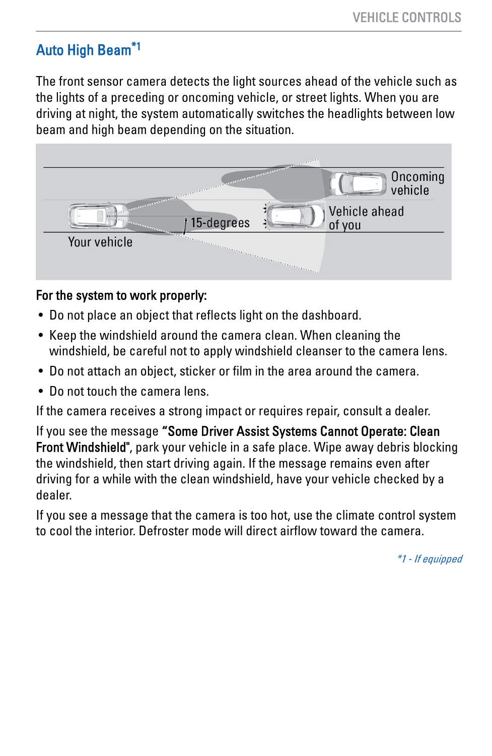## Auto High Beam[*1]

The front sensor camera detects the light sources ahead of the vehicle such as the lights of a preceding or oncoming vehicle, or street lights. When you are driving at night, the system automatically switches the headlights between low beam and high beam depending on the situation.

**For the system to work properly:**

- Do not place an object that reflects light on the dashboard.
- Keep the windshield around the camera clean. When cleaning the windshield, be careful not to apply windshield cleanser to the camera lens.
- Do not attach an object, sticker or film in the area around the camera.
- Do not touch the camera lens.

If the camera receives a strong impact or requires repair, consult a dealer.

If you see the message **"Some Driver Assist Systems Cannot Operate: Clean Front Windshield"**, park your vehicle in a safe place. Wipe away debris blocking the windshield, then start driving again. If the message remains even after driving for a while with the clean windshield, have your vehicle checked by a dealer.

If you see a message that the camera is too hot, use the climate control system to cool the interior. Defroster mode will direct airflow toward the camera.

*\*1 - If equipped*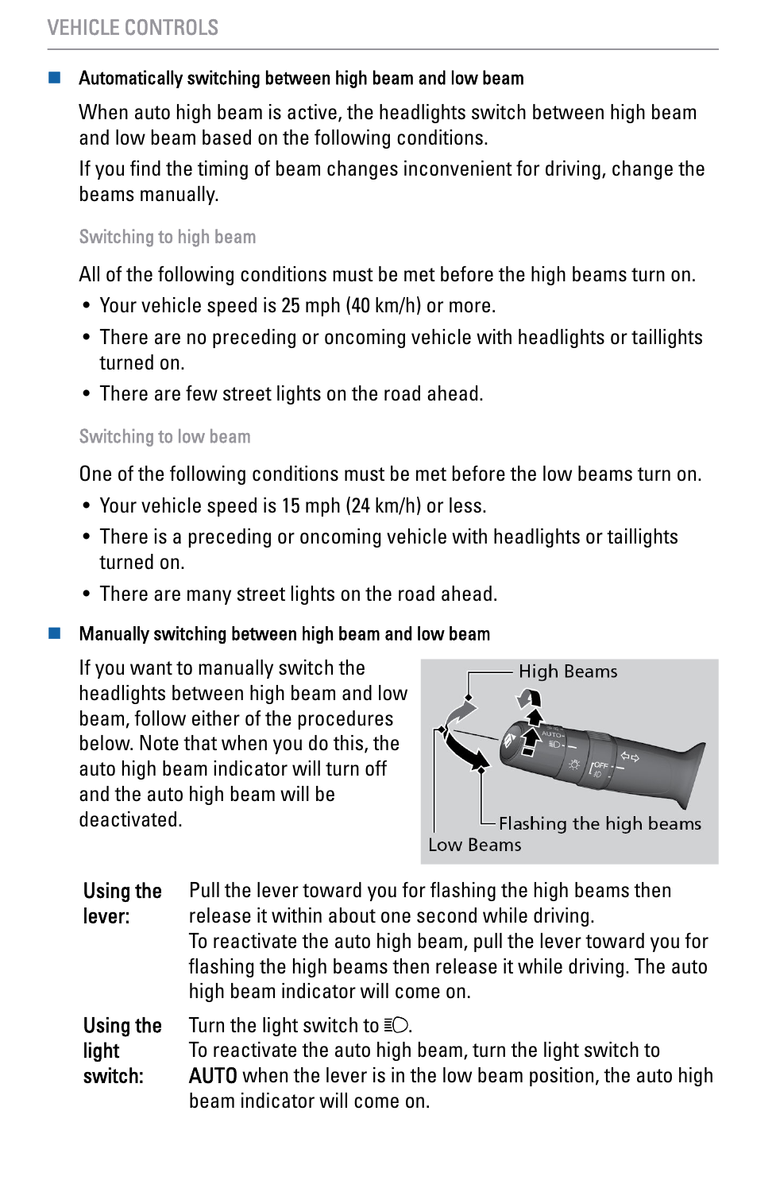## Automatically switching between high beam and low beam

When auto high beam is active, the headlights switch between high beam and low beam based on the following conditions.

If you find the timing of beam changes inconvenient for driving, change the beams manually.

### Switching to high beam

All of the following conditions must be met before the high beams turn on.

- Your vehicle speed is 25 mph (40 km/h) or more.
- There are no preceding or oncoming vehicle with headlights or taillights turned on.
- There are few street lights on the road ahead.

### Switching to low beam

One of the following conditions must be met before the low beams turn on.

- Your vehicle speed is 15 mph (24 km/h) or less.
- There is a preceding or oncoming vehicle with headlights or taillights turned on.
- There are many street lights on the road ahead.

## Manually switching between high beam and low beam

If you want to manually switch the headlights between high beam and low beam, follow either of the procedures below. Note that when you do this, the auto high beam indicator will turn off and the auto high beam will be deactivated.

High Beams

Flashing the high beams

Low Beams

| | |
|---|---|
| **Using the lever:** | Pull the lever toward you for flashing the high beams then release it within about one second while driving.<br>To reactivate the auto high beam, pull the lever toward you for flashing the high beams then release it while driving. The auto high beam indicator will come on. |
| **Using the light switch:** | Turn the light switch to ≣◯.<br>To reactivate the auto high beam, turn the light switch to **AUTO** when the lever is in the low beam position, the auto high beam indicator will come on. |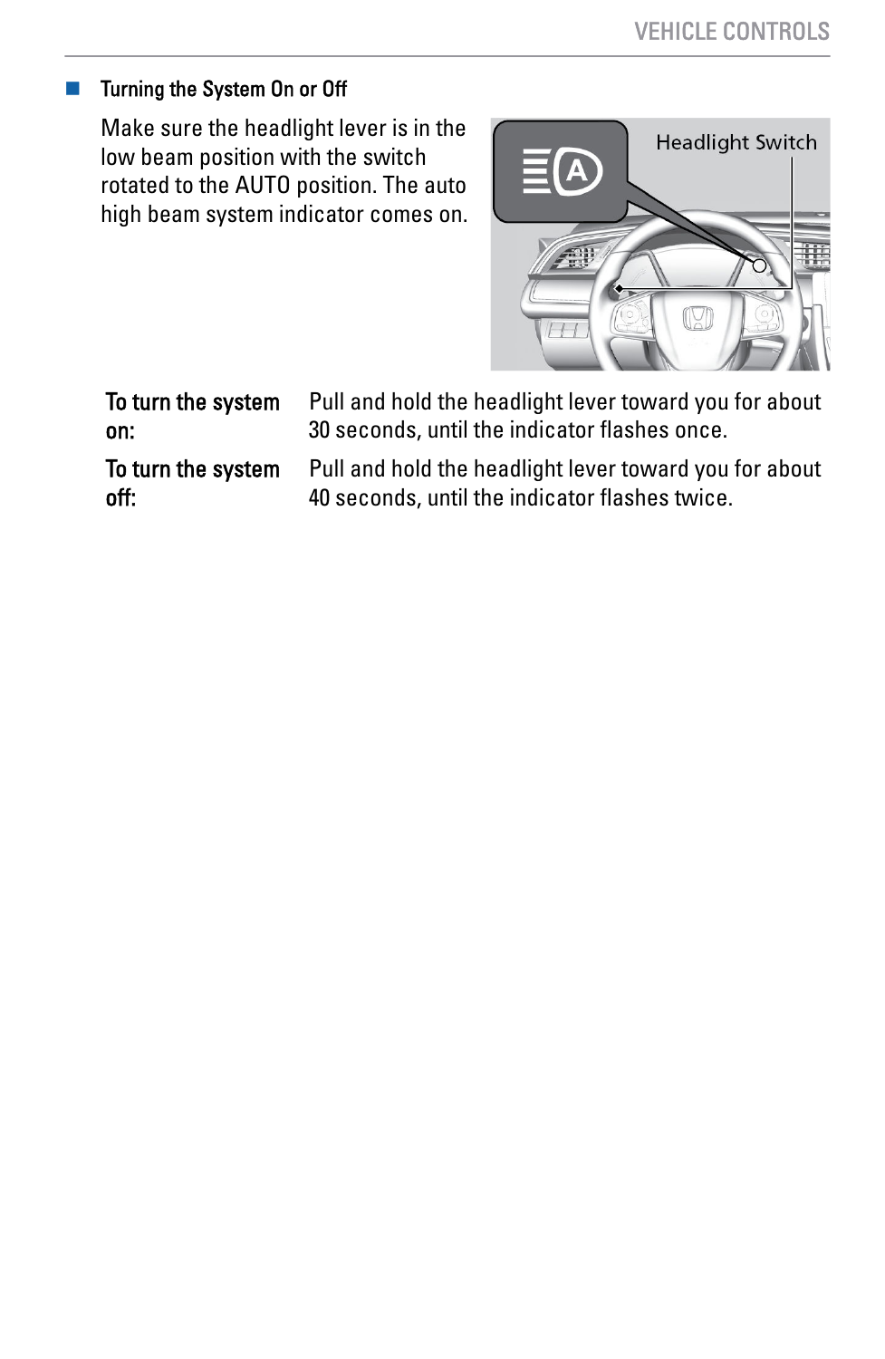## Turning the System On or Off

Make sure the headlight lever is in the low beam position with the switch rotated to the AUTO position. The auto high beam system indicator comes on.

Headlight Switch

| | |
|---|---|
| **To turn the system on:** | Pull and hold the headlight lever toward you for about 30 seconds, until the indicator flashes once. |
| **To turn the system off:** | Pull and hold the headlight lever toward you for about 40 seconds, until the indicator flashes twice. |